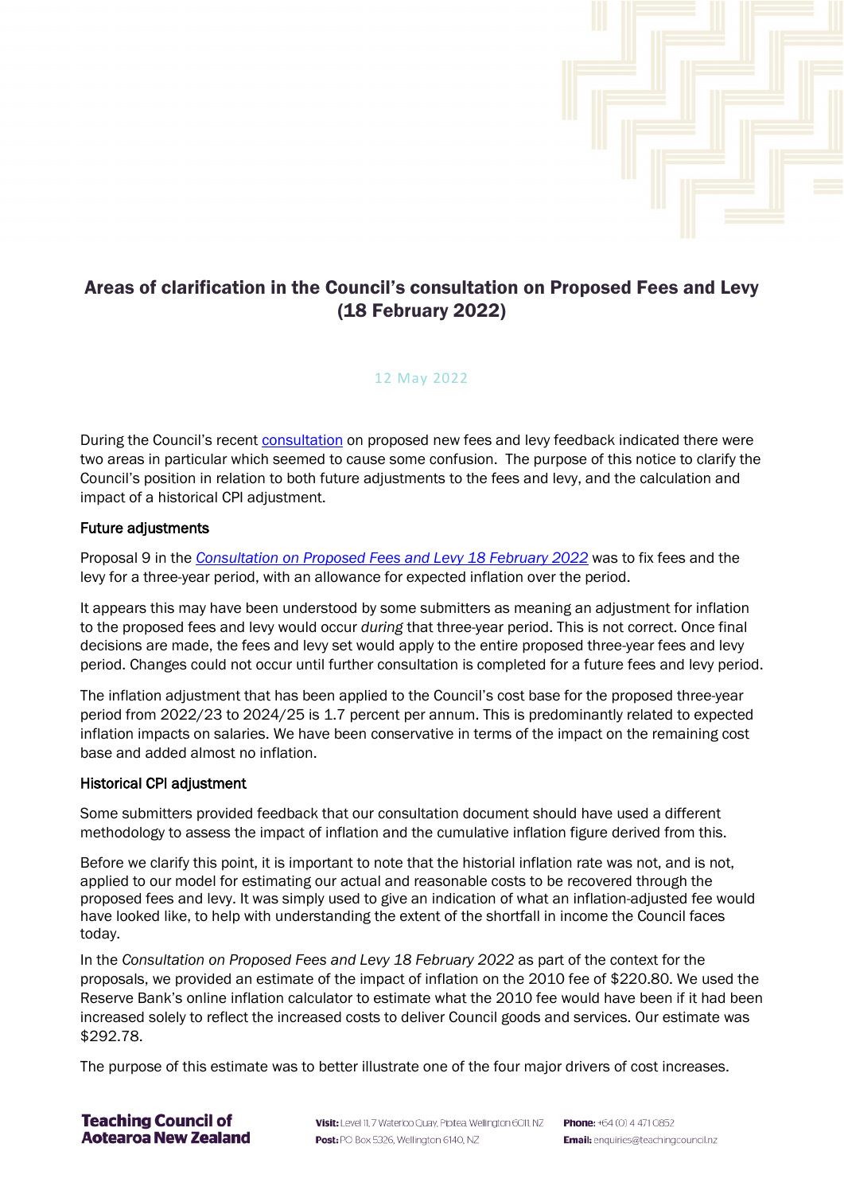# Areas of clarification in the Council's consultation on Proposed Fees and Levy (18 February 2022)

12 May 2022

During the Council's recent consultation on proposed new fees and levy feedback indicated there were two areas in particular which seemed to cause some confusion. The purpose of this notice to clarify the Council's position in relation to both future adjustments to the fees and levy, and the calculation and impact of a historical CPI adjustment.

### Future adjustments

Proposal 9 in the *Consultation on Proposed Fees and Levy 18 February 2022* was to fix fees and the levy for a three-year period, with an allowance for expected inflation over the period.

It appears this may have been understood by some submitters as meaning an adjustment for inflation to the proposed fees and levy would occur *during* that three-year period. This is not correct. Once final decisions are made, the fees and levy set would apply to the entire proposed three-year fees and levy period. Changes could not occur until further consultation is completed for a future fees and levy period.

The inflation adjustment that has been applied to the Council's cost base for the proposed three-year period from 2022/23 to 2024/25 is 1.7 percent per annum. This is predominantly related to expected inflation impacts on salaries. We have been conservative in terms of the impact on the remaining cost base and added almost no inflation.

### Historical CPI adjustment

Some submitters provided feedback that our consultation document should have used a different methodology to assess the impact of inflation and the cumulative inflation figure derived from this.

Before we clarify this point, it is important to note that the historial inflation rate was not, and is not, applied to our model for estimating our actual and reasonable costs to be recovered through the proposed fees and levy. It was simply used to give an indication of what an inflation-adjusted fee would have looked like, to help with understanding the extent of the shortfall in income the Council faces today.

In the *Consultation on Proposed Fees and Levy 18 February 2022* as part of the context for the proposals, we provided an estimate of the impact of inflation on the 2010 fee of $220.80. We used the Reserve Bank's online inflation calculator to estimate what the 2010 fee would have been if it had been increased solely to reflect the increased costs to deliver Council goods and services. Our estimate was $292.78.

The purpose of this estimate was to better illustrate one of the four major drivers of cost increases.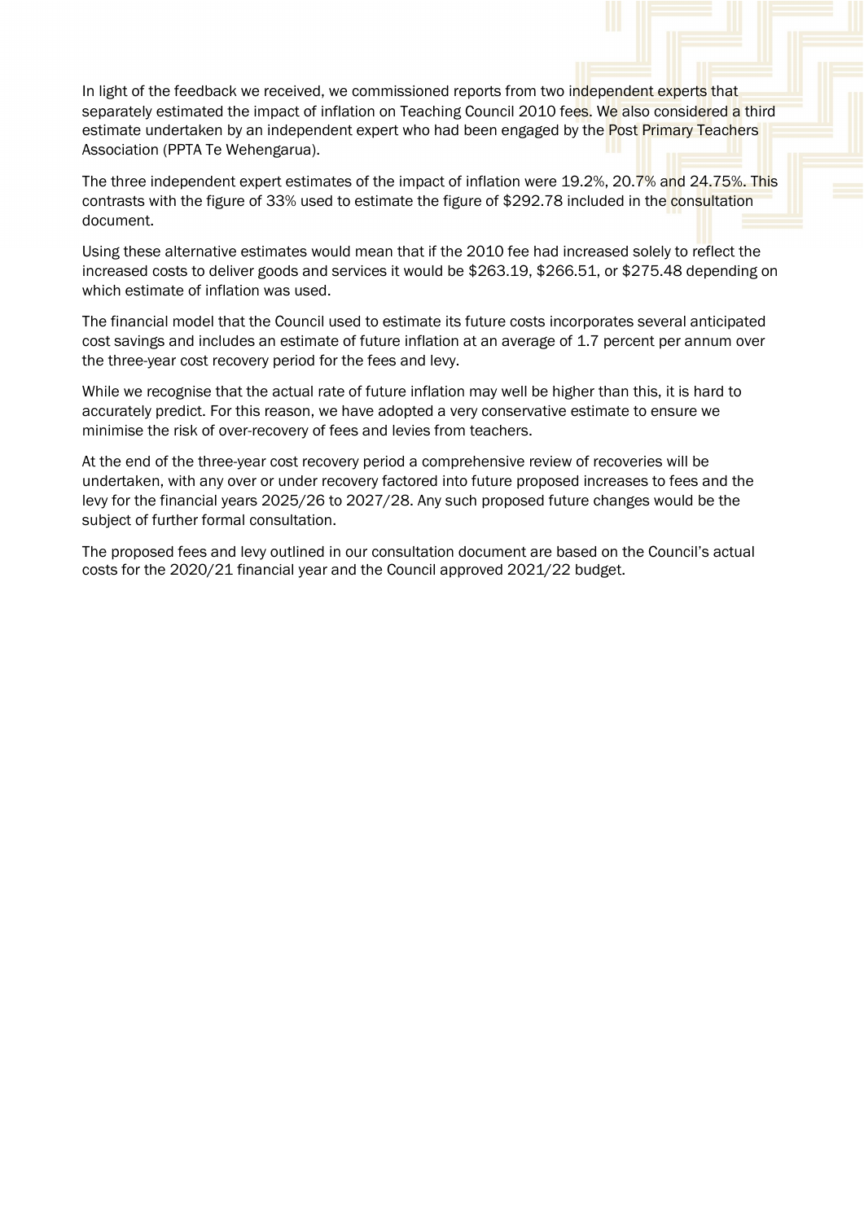In light of the feedback we received, we commissioned reports from two independent experts that separately estimated the impact of inflation on Teaching Council 2010 fees. We also considered a third estimate undertaken by an independent expert who had been engaged by the Post Primary Teachers Association (PPTA Te Wehengarua).

The three independent expert estimates of the impact of inflation were 19.2%, 20.7% and 24.75%. This contrasts with the figure of 33% used to estimate the figure of $292.78 included in the consultation document.

Using these alternative estimates would mean that if the 2010 fee had increased solely to reflect the increased costs to deliver goods and services it would be $263.19, $266.51, or $275.48 depending on which estimate of inflation was used.

The financial model that the Council used to estimate its future costs incorporates several anticipated cost savings and includes an estimate of future inflation at an average of 1.7 percent per annum over the three-year cost recovery period for the fees and levy.

While we recognise that the actual rate of future inflation may well be higher than this, it is hard to accurately predict. For this reason, we have adopted a very conservative estimate to ensure we minimise the risk of over-recovery of fees and levies from teachers.

At the end of the three-year cost recovery period a comprehensive review of recoveries will be undertaken, with any over or under recovery factored into future proposed increases to fees and the levy for the financial years 2025/26 to 2027/28. Any such proposed future changes would be the subject of further formal consultation.

The proposed fees and levy outlined in our consultation document are based on the Council's actual costs for the 2020/21 financial year and the Council approved 2021/22 budget.